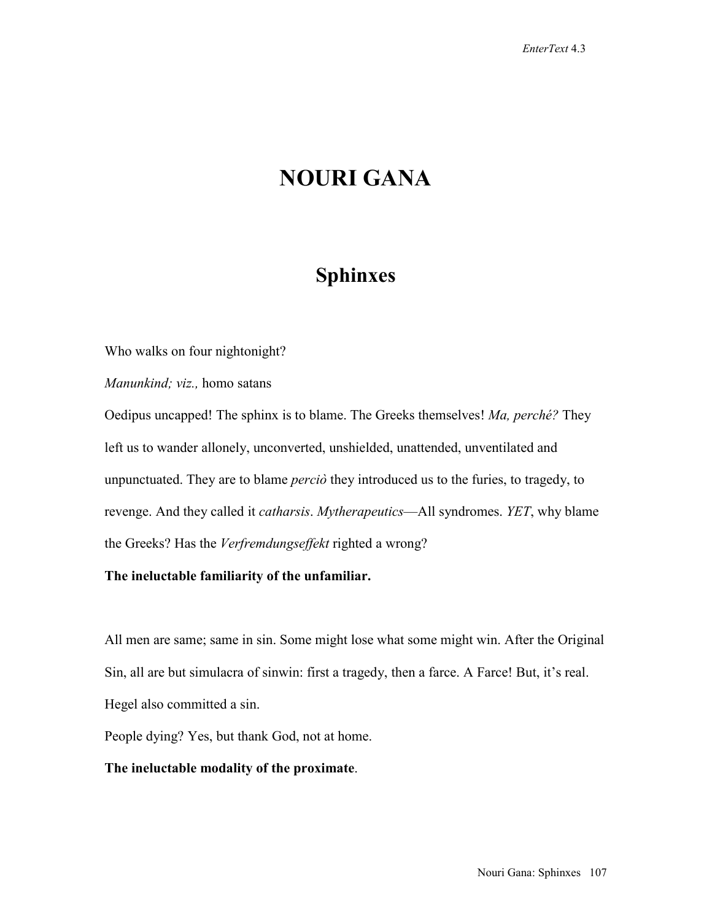# NOURI GANA

## Sphinxes

Who walks on four nightonight?

*Manunkind; viz.,* homo satans

Oedipus uncapped! The sphinx is to blame. The Greeks themselves! *Ma, perché?* They left us to wander allonely, unconverted, unshielded, unattended, unventilated and unpunctuated. They are to blame *perciò* they introduced us to the furies, to tragedy, to revenge. And they called it *catharsis*. *Mytherapeutics*—All syndromes. *YET*, why blame the Greeks? Has the *Verfremdungseffekt* righted a wrong?

**The ineluctable familiarity of the unfamiliar.**

All men are same; same in sin. Some might lose what some might win. After the Original Sin, all are but simulacra of sinwin: first a tragedy, then a farce. A Farce! But, it's real. Hegel also committed a sin.

People dying? Yes, but thank God, not at home.

**The ineluctable modality of the proximate**.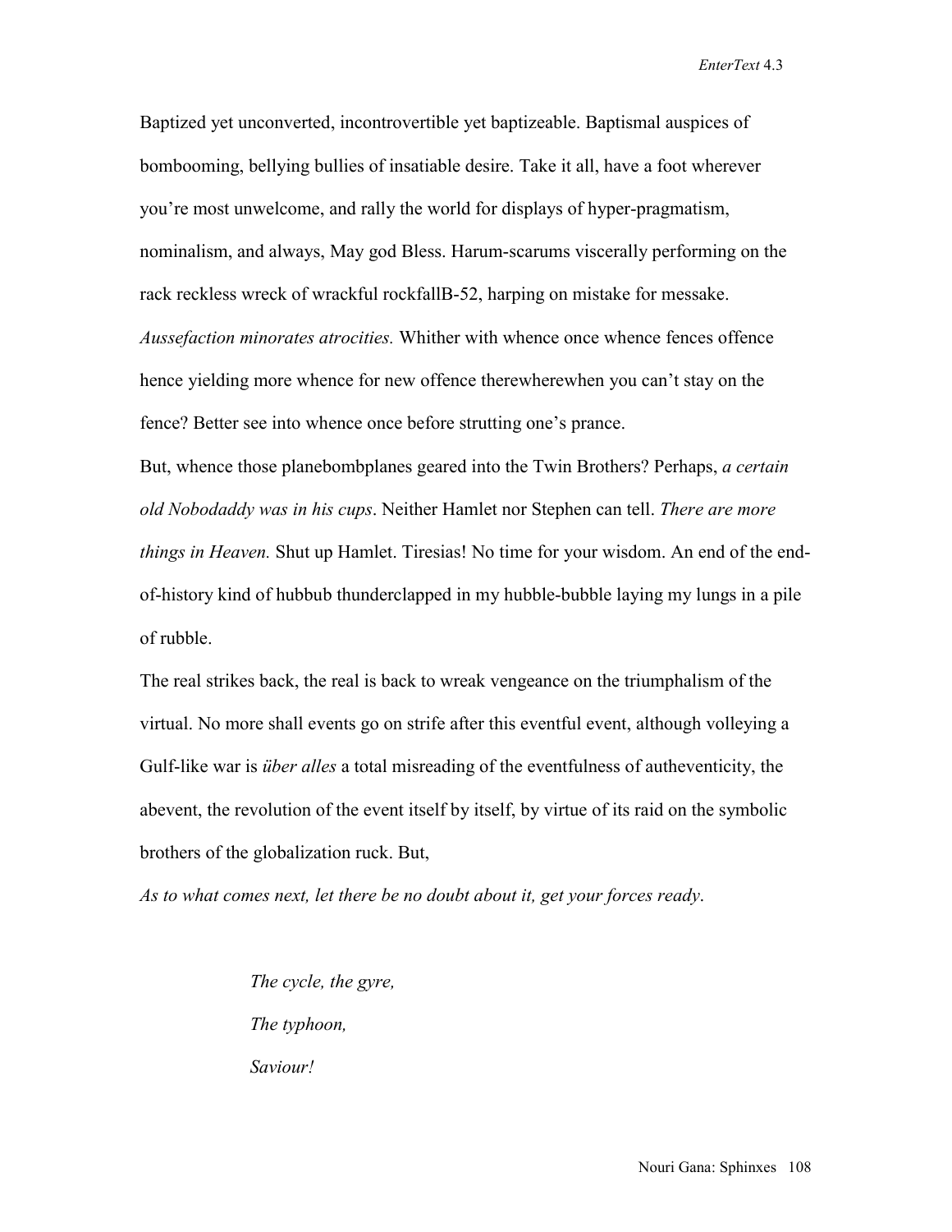Baptized yet unconverted, incontrovertible yet baptizeable. Baptismal auspices of bombooming, bellying bullies of insatiable desire. Take it all, have a foot wherever you're most unwelcome, and rally the world for displays of hyper-pragmatism, nominalism, and always, May god Bless. Harum-scarums viscerally performing on the rack reckless wreck of wrackful rockfallB-52, harping on mistake for messake. *Aussefaction minorates atrocities.* Whither with whence once whence fences offence hence yielding more whence for new offence therewherewhen you can't stay on the fence? Better see into whence once before strutting one's prance.

But, whence those planebombplanes geared into the Twin Brothers? Perhaps, *a certain old Nobodaddy was in his cups*. Neither Hamlet nor Stephen can tell. *There are more things in Heaven.* Shut up Hamlet. Tiresias! No time for your wisdom. An end of the end-of-history kind of hubbub thunderclapped in my hubble-bubble laying my lungs in a pile of rubble.

The real strikes back, the real is back to wreak vengeance on the triumphalism of the virtual. No more shall events go on strife after this eventful event, although volleying a Gulf-like war is *über alles* a total misreading of the eventfulness of autheventicity, the abevent, the revolution of the event itself by itself, by virtue of its raid on the symbolic brothers of the globalization ruck. But,

*As to what comes next, let there be no doubt about it, get your forces ready*.

> *The cycle, the gyre,*
>
> *The typhoon,*
>
> *Saviour!*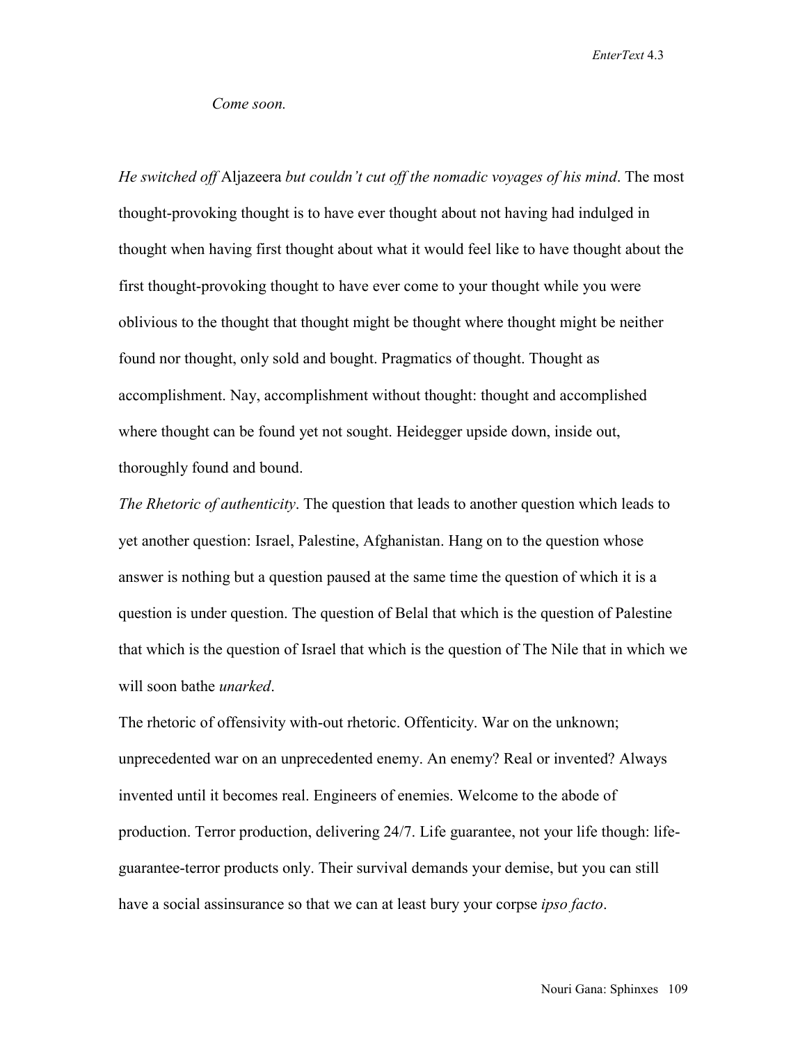*Come soon.*

*He switched off* Aljazeera *but couldn't cut off the nomadic voyages of his mind*. The most thought-provoking thought is to have ever thought about not having had indulged in thought when having first thought about what it would feel like to have thought about the first thought-provoking thought to have ever come to your thought while you were oblivious to the thought that thought might be thought where thought might be neither found nor thought, only sold and bought. Pragmatics of thought. Thought as accomplishment. Nay, accomplishment without thought: thought and accomplished where thought can be found yet not sought. Heidegger upside down, inside out, thoroughly found and bound.

*The Rhetoric of authenticity*. The question that leads to another question which leads to yet another question: Israel, Palestine, Afghanistan. Hang on to the question whose answer is nothing but a question paused at the same time the question of which it is a question is under question. The question of Belal that which is the question of Palestine that which is the question of Israel that which is the question of The Nile that in which we will soon bathe *unarked*.

The rhetoric of offensivity with-out rhetoric. Offenticity. War on the unknown; unprecedented war on an unprecedented enemy. An enemy? Real or invented? Always invented until it becomes real. Engineers of enemies. Welcome to the abode of production. Terror production, delivering 24/7. Life guarantee, not your life though: life-guarantee-terror products only. Their survival demands your demise, but you can still have a social assinsurance so that we can at least bury your corpse *ipso facto*.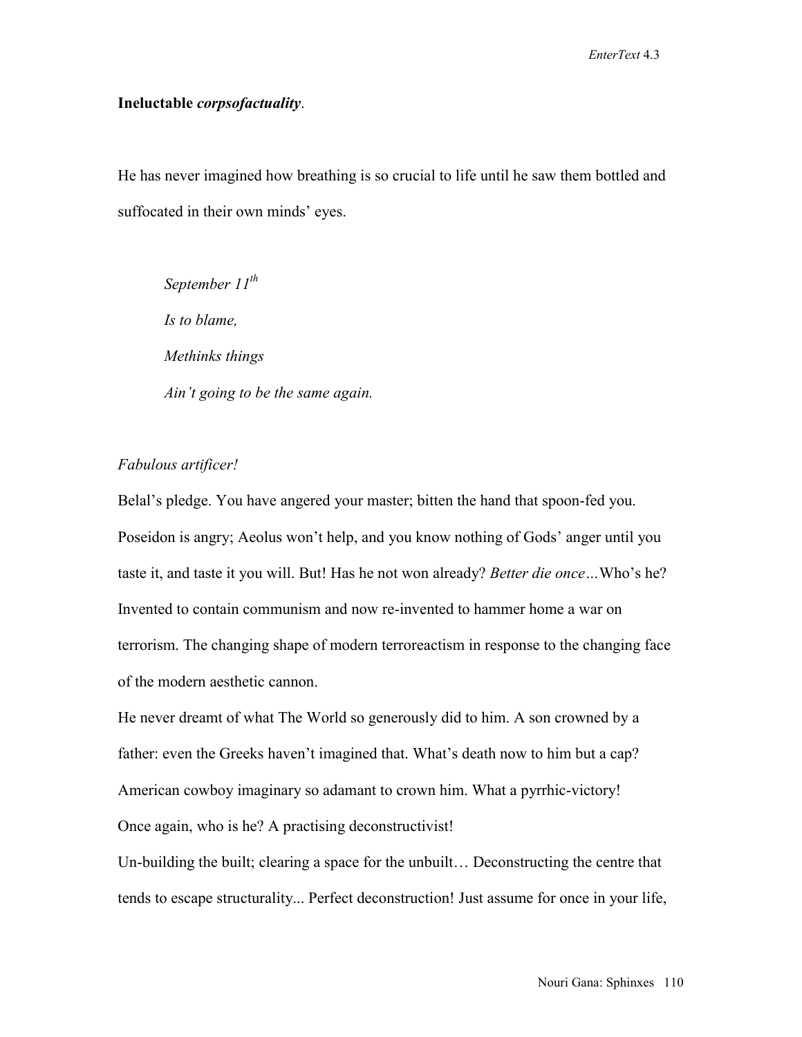**Ineluctable *corpsofactuality*.**

He has never imagined how breathing is so crucial to life until he saw them bottled and suffocated in their own minds' eyes.

> *September 11th*
> *Is to blame,*
> *Methinks things*
> *Ain't going to be the same again.*

*Fabulous artificer!*

Belal's pledge. You have angered your master; bitten the hand that spoon-fed you. Poseidon is angry; Aeolus won't help, and you know nothing of Gods' anger until you taste it, and taste it you will. But! Has he not won already? *Better die once*…Who's he? Invented to contain communism and now re-invented to hammer home a war on terrorism. The changing shape of modern terroreactism in response to the changing face of the modern aesthetic cannon.

He never dreamt of what The World so generously did to him. A son crowned by a father: even the Greeks haven't imagined that. What's death now to him but a cap? American cowboy imaginary so adamant to crown him. What a pyrrhic-victory!

Once again, who is he? A practising deconstructivist!

Un-building the built; clearing a space for the unbuilt… Deconstructing the centre that tends to escape structurality... Perfect deconstruction! Just assume for once in your life,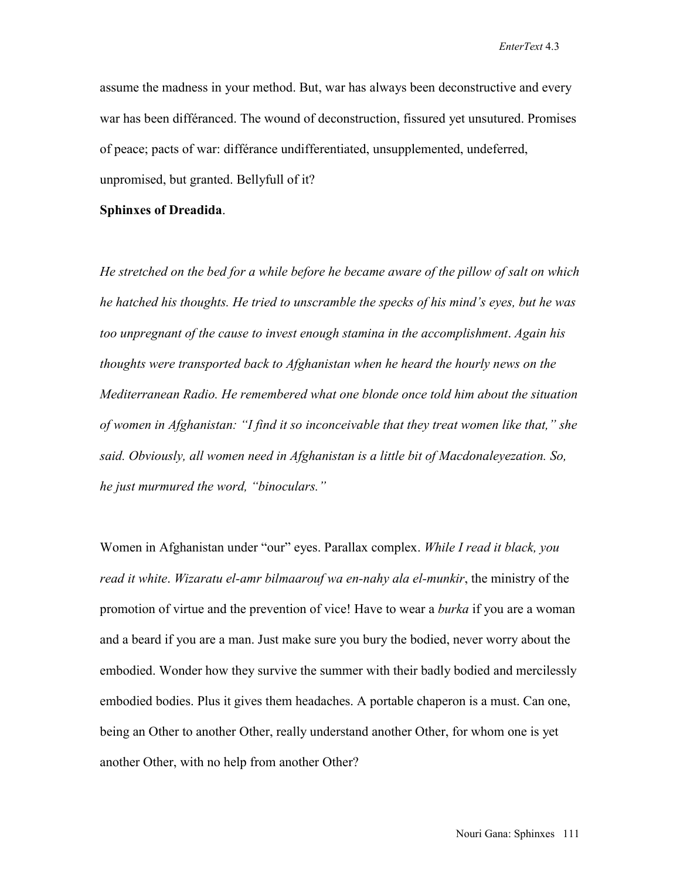assume the madness in your method. But, war has always been deconstructive and every war has been différanced. The wound of deconstruction, fissured yet unsutured. Promises of peace; pacts of war: différance undifferentiated, unsupplemented, undeferred, unpromised, but granted. Bellyfull of it?

**Sphinxes of Dreadida**.

*He stretched on the bed for a while before he became aware of the pillow of salt on which he hatched his thoughts. He tried to unscramble the specks of his mind's eyes, but he was too unpregnant of the cause to invest enough stamina in the accomplishment. Again his thoughts were transported back to Afghanistan when he heard the hourly news on the Mediterranean Radio. He remembered what one blonde once told him about the situation of women in Afghanistan: "I find it so inconceivable that they treat women like that," she said. Obviously, all women need in Afghanistan is a little bit of Macdonaleyezation. So, he just murmured the word, "binoculars."*

Women in Afghanistan under "our" eyes. Parallax complex. *While I read it black, you read it white*. *Wizaratu el-amr bilmaarouf wa en-nahy ala el-munkir*, the ministry of the promotion of virtue and the prevention of vice! Have to wear a *burka* if you are a woman and a beard if you are a man. Just make sure you bury the bodied, never worry about the embodied. Wonder how they survive the summer with their badly bodied and mercilessly embodied bodies. Plus it gives them headaches. A portable chaperon is a must. Can one, being an Other to another Other, really understand another Other, for whom one is yet another Other, with no help from another Other?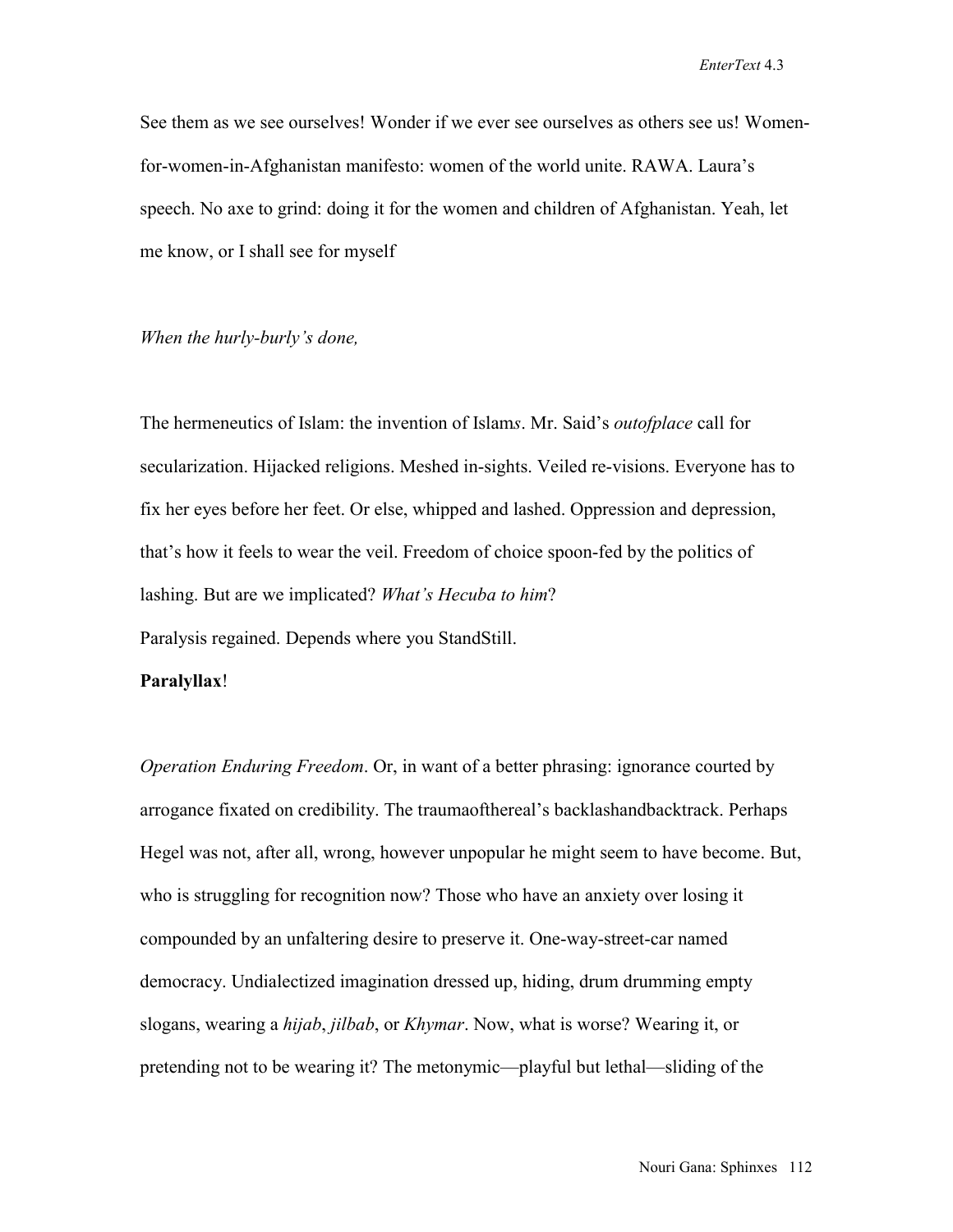See them as we see ourselves! Wonder if we ever see ourselves as others see us! Women-for-women-in-Afghanistan manifesto: women of the world unite. RAWA. Laura's speech. No axe to grind: doing it for the women and children of Afghanistan. Yeah, let me know, or I shall see for myself

*When the hurly-burly's done,*

The hermeneutics of Islam: the invention of Islam*s*. Mr. Said's *outofplace* call for secularization. Hijacked religions. Meshed in-sights. Veiled re-visions. Everyone has to fix her eyes before her feet. Or else, whipped and lashed. Oppression and depression, that's how it feels to wear the veil. Freedom of choice spoon-fed by the politics of lashing. But are we implicated? *What's Hecuba to him*?
Paralysis regained. Depends where you StandStill.

**Paralyllax**!

*Operation Enduring Freedom*. Or, in want of a better phrasing: ignorance courted by arrogance fixated on credibility. The traumaofthereal's backlashandbacktrack. Perhaps Hegel was not, after all, wrong, however unpopular he might seem to have become. But, who is struggling for recognition now? Those who have an anxiety over losing it compounded by an unfaltering desire to preserve it. One-way-street-car named democracy. Undialectized imagination dressed up, hiding, drum drumming empty slogans, wearing a *hijab*, *jilbab*, or *Khymar*. Now, what is worse? Wearing it, or pretending not to be wearing it? The metonymic—playful but lethal—sliding of the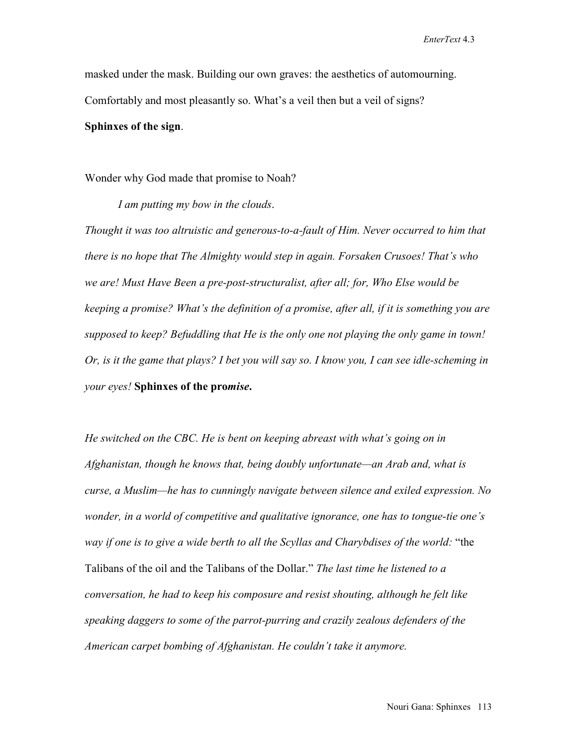masked under the mask. Building our own graves: the aesthetics of automourning. Comfortably and most pleasantly so. What's a veil then but a veil of signs? **Sphinxes of the sign**.

Wonder why God made that promise to Noah?

*I am putting my bow in the clouds*.

*Thought it was too altruistic and generous-to-a-fault of Him. Never occurred to him that there is no hope that The Almighty would step in again. Forsaken Crusoes! That's who we are! Must Have Been a pre-post-structuralist, after all; for, Who Else would be keeping a promise? What's the definition of a promise, after all, if it is something you are supposed to keep? Befuddling that He is the only one not playing the only game in town! Or, is it the game that plays? I bet you will say so. I know you, I can see idle-scheming in your eyes!* **Sphinxes of the pro*mise*.**

*He switched on the CBC. He is bent on keeping abreast with what's going on in Afghanistan, though he knows that, being doubly unfortunate—an Arab and, what is curse, a Muslim—he has to cunningly navigate between silence and exiled expression. No wonder, in a world of competitive and qualitative ignorance, one has to tongue-tie one's way if one is to give a wide berth to all the Scyllas and Charybdises of the world:* "the Talibans of the oil and the Talibans of the Dollar." *The last time he listened to a conversation, he had to keep his composure and resist shouting, although he felt like speaking daggers to some of the parrot-purring and crazily zealous defenders of the American carpet bombing of Afghanistan. He couldn't take it anymore.*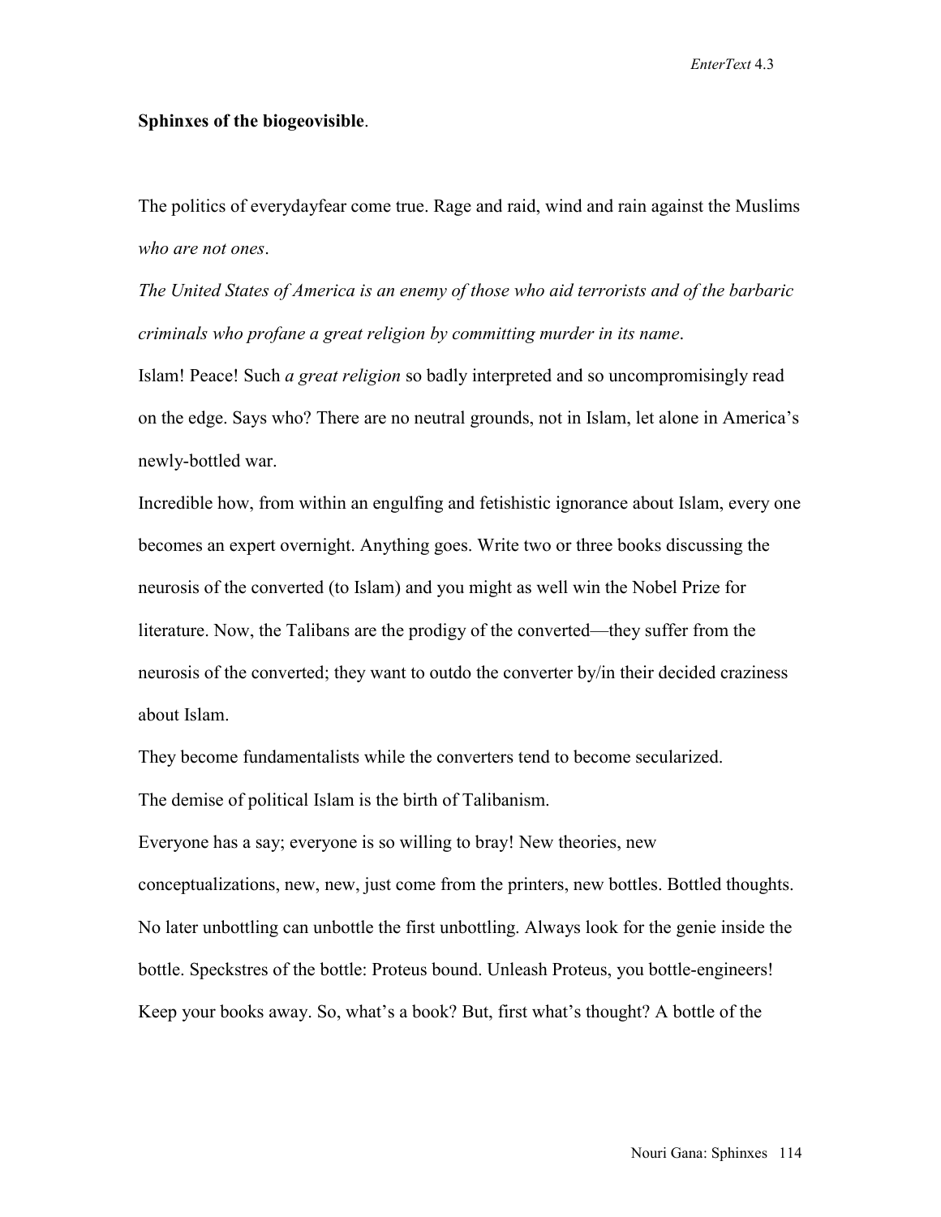**Sphinxes of the biogeovisible**.

The politics of everydayfear come true. Rage and raid, wind and rain against the Muslims *who are not ones*.

*The United States of America is an enemy of those who aid terrorists and of the barbaric criminals who profane a great religion by committing murder in its name*.

Islam! Peace! Such *a great religion* so badly interpreted and so uncompromisingly read on the edge. Says who? There are no neutral grounds, not in Islam, let alone in America's newly-bottled war.

Incredible how, from within an engulfing and fetishistic ignorance about Islam, every one becomes an expert overnight. Anything goes. Write two or three books discussing the neurosis of the converted (to Islam) and you might as well win the Nobel Prize for literature. Now, the Talibans are the prodigy of the converted—they suffer from the neurosis of the converted; they want to outdo the converter by/in their decided craziness about Islam.

They become fundamentalists while the converters tend to become secularized.

The demise of political Islam is the birth of Talibanism.

Everyone has a say; everyone is so willing to bray! New theories, new conceptualizations, new, new, just come from the printers, new bottles. Bottled thoughts. No later unbottling can unbottle the first unbottling. Always look for the genie inside the bottle. Speckstres of the bottle: Proteus bound. Unleash Proteus, you bottle-engineers! Keep your books away. So, what's a book? But, first what's thought? A bottle of the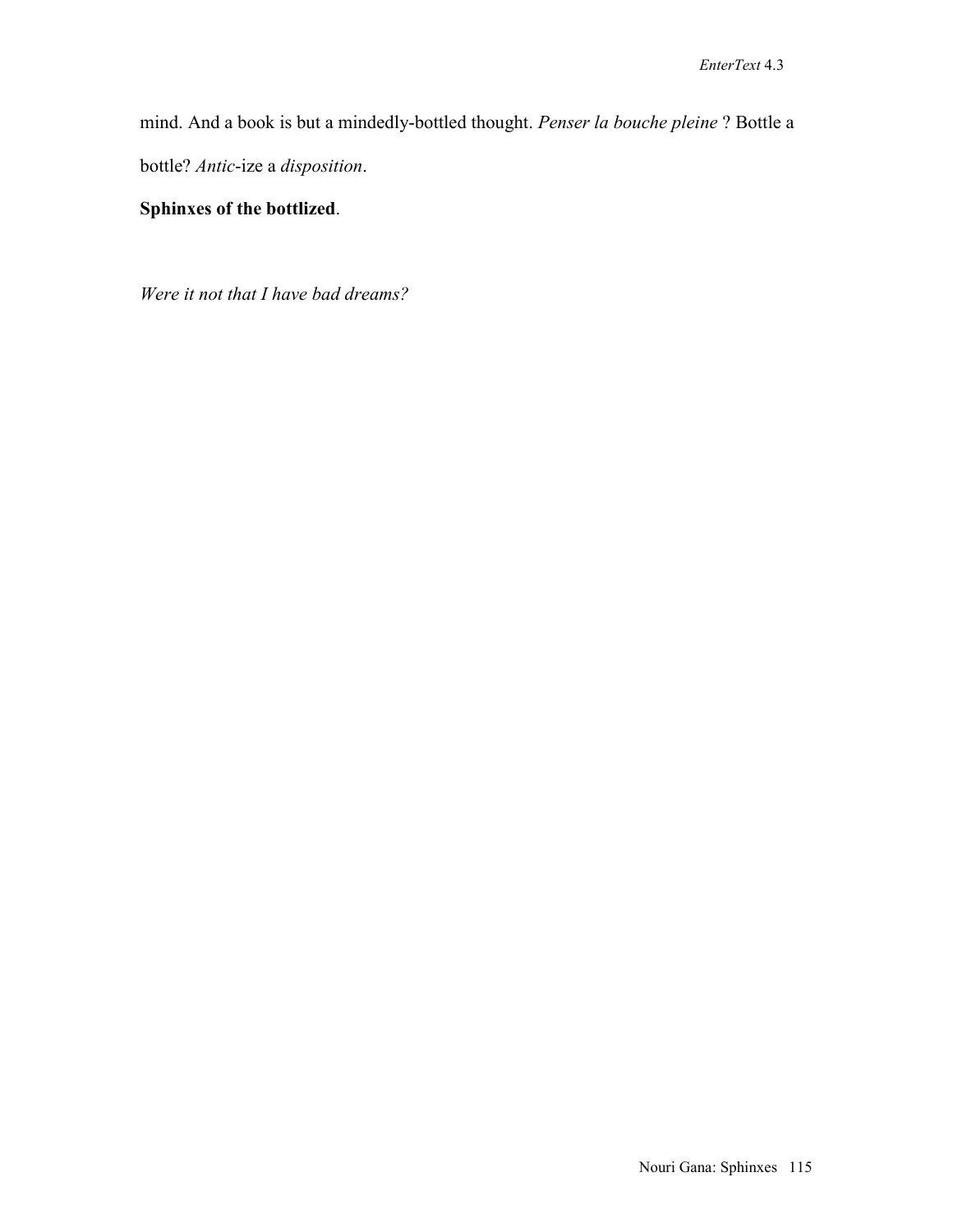mind. And a book is but a mindedly-bottled thought. *Penser la bouche pleine* ? Bottle a bottle? *Antic*-ize a *disposition*.

**Sphinxes of the bottlized**.

*Were it not that I have bad dreams?*